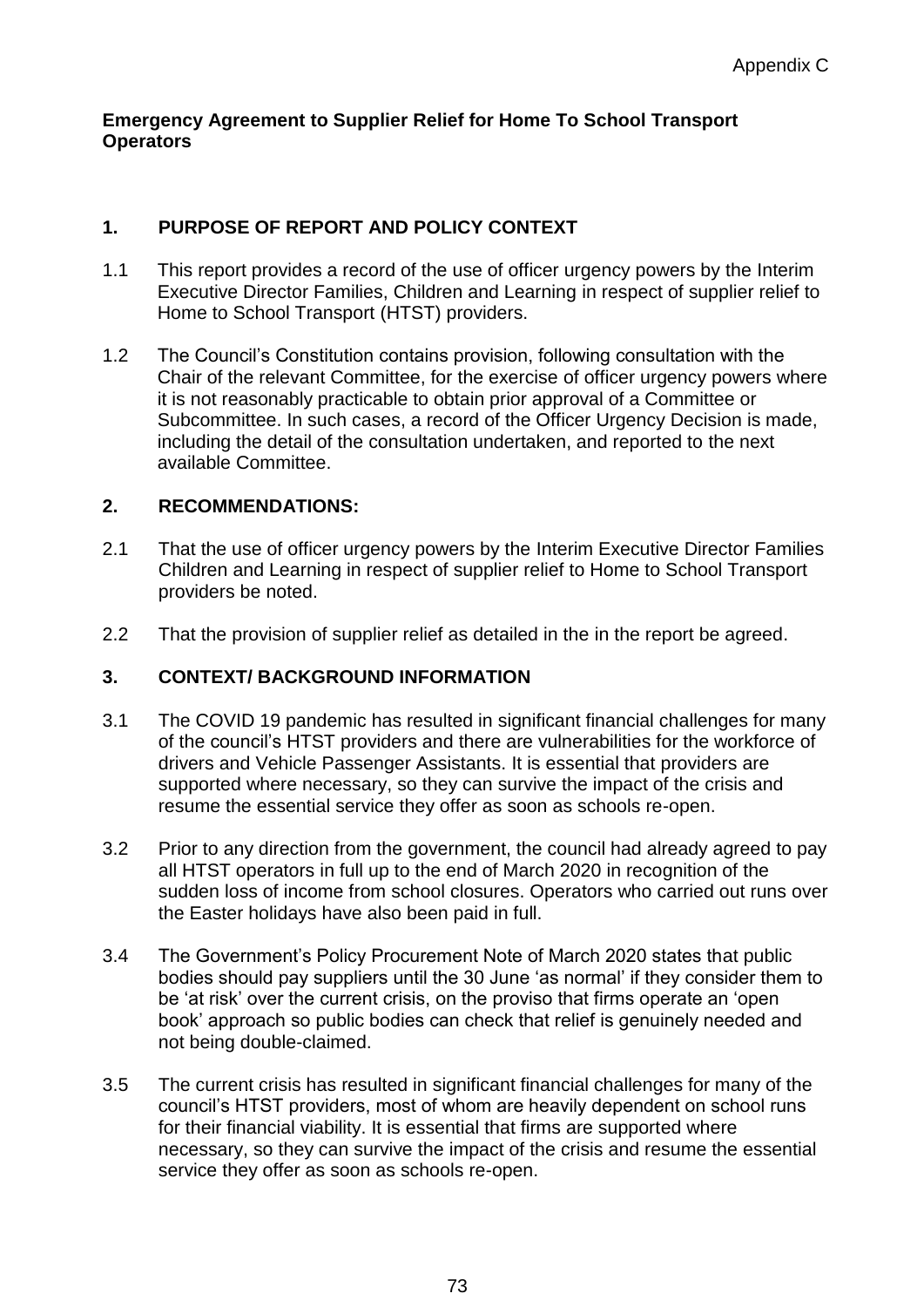Appendix C

**Emergency Agreement to Supplier Relief for Home To School Transport Operators**

## 1. PURPOSE OF REPORT AND POLICY CONTEXT

1.1 This report provides a record of the use of officer urgency powers by the Interim Executive Director Families, Children and Learning in respect of supplier relief to Home to School Transport (HTST) providers.

1.2 The Council's Constitution contains provision, following consultation with the Chair of the relevant Committee, for the exercise of officer urgency powers where it is not reasonably practicable to obtain prior approval of a Committee or Subcommittee. In such cases, a record of the Officer Urgency Decision is made, including the detail of the consultation undertaken, and reported to the next available Committee.

## 2. RECOMMENDATIONS:

2.1 That the use of officer urgency powers by the Interim Executive Director Families Children and Learning in respect of supplier relief to Home to School Transport providers be noted.

2.2 That the provision of supplier relief as detailed in the in the report be agreed.

## 3. CONTEXT/ BACKGROUND INFORMATION

3.1 The COVID 19 pandemic has resulted in significant financial challenges for many of the council's HTST providers and there are vulnerabilities for the workforce of drivers and Vehicle Passenger Assistants. It is essential that providers are supported where necessary, so they can survive the impact of the crisis and resume the essential service they offer as soon as schools re-open.

3.2 Prior to any direction from the government, the council had already agreed to pay all HTST operators in full up to the end of March 2020 in recognition of the sudden loss of income from school closures. Operators who carried out runs over the Easter holidays have also been paid in full.

3.4 The Government's Policy Procurement Note of March 2020 states that public bodies should pay suppliers until the 30 June 'as normal' if they consider them to be 'at risk' over the current crisis, on the proviso that firms operate an 'open book' approach so public bodies can check that relief is genuinely needed and not being double-claimed.

3.5 The current crisis has resulted in significant financial challenges for many of the council's HTST providers, most of whom are heavily dependent on school runs for their financial viability. It is essential that firms are supported where necessary, so they can survive the impact of the crisis and resume the essential service they offer as soon as schools re-open.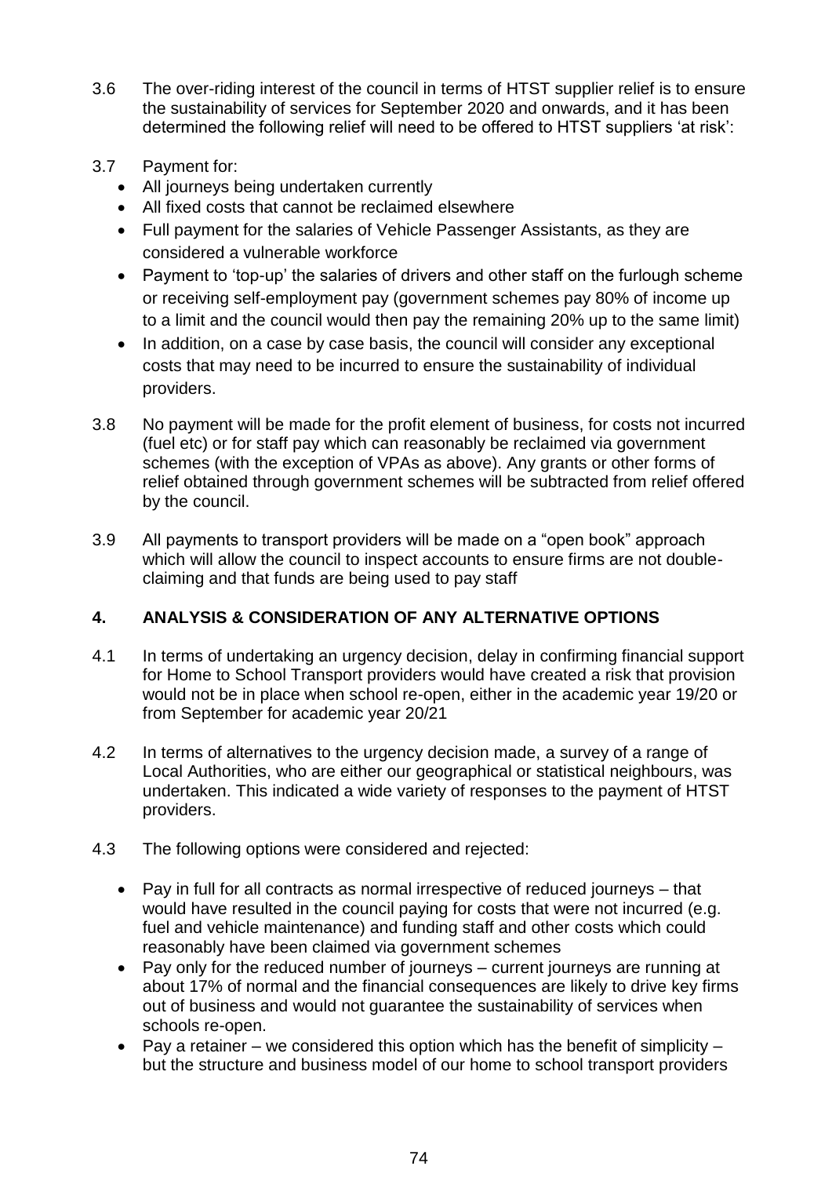3.6 The over-riding interest of the council in terms of HTST supplier relief is to ensure the sustainability of services for September 2020 and onwards, and it has been determined the following relief will need to be offered to HTST suppliers 'at risk':

3.7 Payment for:

- All journeys being undertaken currently
- All fixed costs that cannot be reclaimed elsewhere
- Full payment for the salaries of Vehicle Passenger Assistants, as they are considered a vulnerable workforce
- Payment to 'top-up' the salaries of drivers and other staff on the furlough scheme or receiving self-employment pay (government schemes pay 80% of income up to a limit and the council would then pay the remaining 20% up to the same limit)
- In addition, on a case by case basis, the council will consider any exceptional costs that may need to be incurred to ensure the sustainability of individual providers.

3.8 No payment will be made for the profit element of business, for costs not incurred (fuel etc) or for staff pay which can reasonably be reclaimed via government schemes (with the exception of VPAs as above). Any grants or other forms of relief obtained through government schemes will be subtracted from relief offered by the council.

3.9 All payments to transport providers will be made on a "open book" approach which will allow the council to inspect accounts to ensure firms are not double-claiming and that funds are being used to pay staff

## 4. ANALYSIS & CONSIDERATION OF ANY ALTERNATIVE OPTIONS

4.1 In terms of undertaking an urgency decision, delay in confirming financial support for Home to School Transport providers would have created a risk that provision would not be in place when school re-open, either in the academic year 19/20 or from September for academic year 20/21

4.2 In terms of alternatives to the urgency decision made, a survey of a range of Local Authorities, who are either our geographical or statistical neighbours, was undertaken. This indicated a wide variety of responses to the payment of HTST providers.

4.3 The following options were considered and rejected:

- Pay in full for all contracts as normal irrespective of reduced journeys – that would have resulted in the council paying for costs that were not incurred (e.g. fuel and vehicle maintenance) and funding staff and other costs which could reasonably have been claimed via government schemes
- Pay only for the reduced number of journeys – current journeys are running at about 17% of normal and the financial consequences are likely to drive key firms out of business and would not guarantee the sustainability of services when schools re-open.
- Pay a retainer – we considered this option which has the benefit of simplicity – but the structure and business model of our home to school transport providers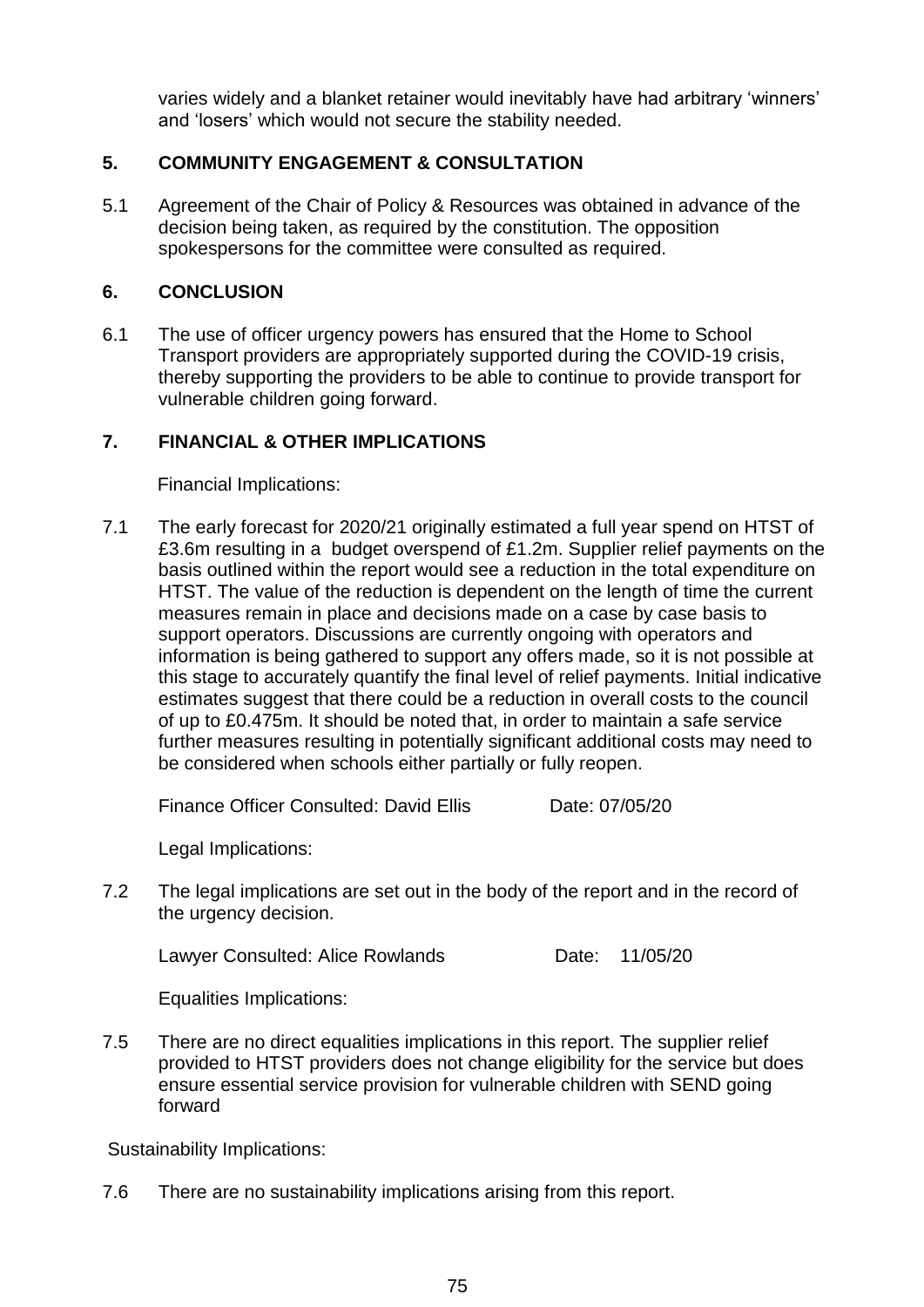varies widely and a blanket retainer would inevitably have had arbitrary 'winners' and 'losers' which would not secure the stability needed.

## 5. COMMUNITY ENGAGEMENT & CONSULTATION

5.1 Agreement of the Chair of Policy & Resources was obtained in advance of the decision being taken, as required by the constitution. The opposition spokespersons for the committee were consulted as required.

## 6. CONCLUSION

6.1 The use of officer urgency powers has ensured that the Home to School Transport providers are appropriately supported during the COVID-19 crisis, thereby supporting the providers to be able to continue to provide transport for vulnerable children going forward.

## 7. FINANCIAL & OTHER IMPLICATIONS

Financial Implications:

7.1 The early forecast for 2020/21 originally estimated a full year spend on HTST of £3.6m resulting in a budget overspend of £1.2m. Supplier relief payments on the basis outlined within the report would see a reduction in the total expenditure on HTST. The value of the reduction is dependent on the length of time the current measures remain in place and decisions made on a case by case basis to support operators. Discussions are currently ongoing with operators and information is being gathered to support any offers made, so it is not possible at this stage to accurately quantify the final level of relief payments. Initial indicative estimates suggest that there could be a reduction in overall costs to the council of up to £0.475m. It should be noted that, in order to maintain a safe service further measures resulting in potentially significant additional costs may need to be considered when schools either partially or fully reopen.

Finance Officer Consulted: David Ellis Date: 07/05/20

Legal Implications:

7.2 The legal implications are set out in the body of the report and in the record of the urgency decision.

Lawyer Consulted: Alice Rowlands Date: 11/05/20

Equalities Implications:

7.5 There are no direct equalities implications in this report. The supplier relief provided to HTST providers does not change eligibility for the service but does ensure essential service provision for vulnerable children with SEND going forward

Sustainability Implications:

7.6 There are no sustainability implications arising from this report.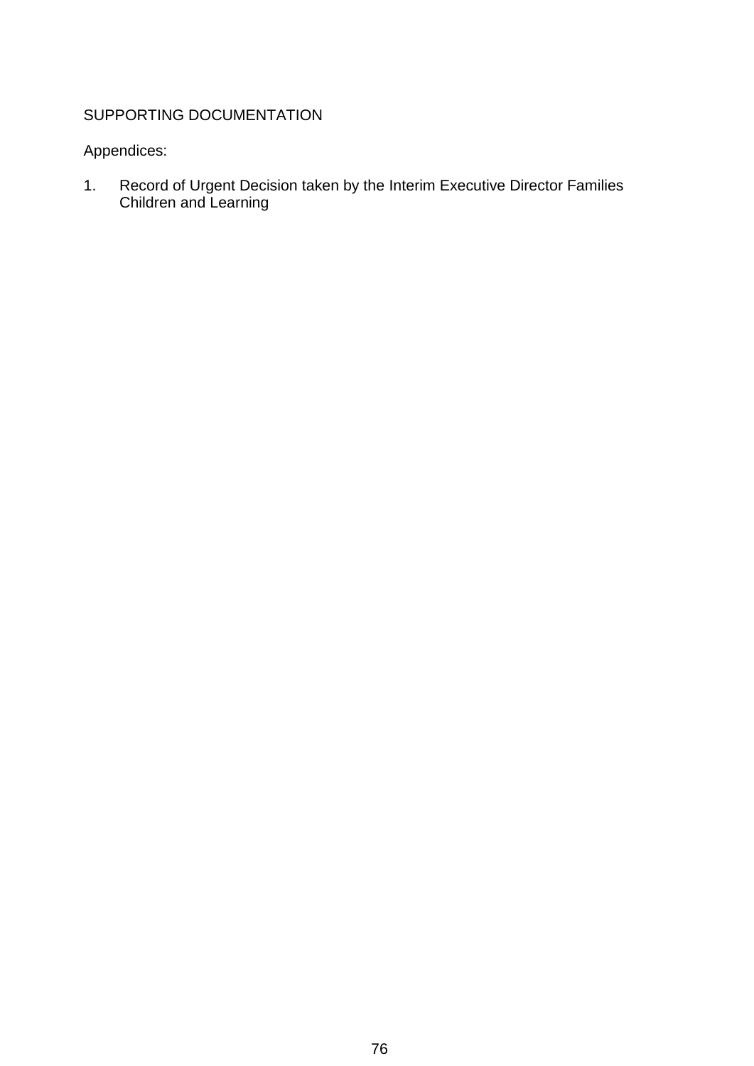SUPPORTING DOCUMENTATION

Appendices:

1. Record of Urgent Decision taken by the Interim Executive Director Families Children and Learning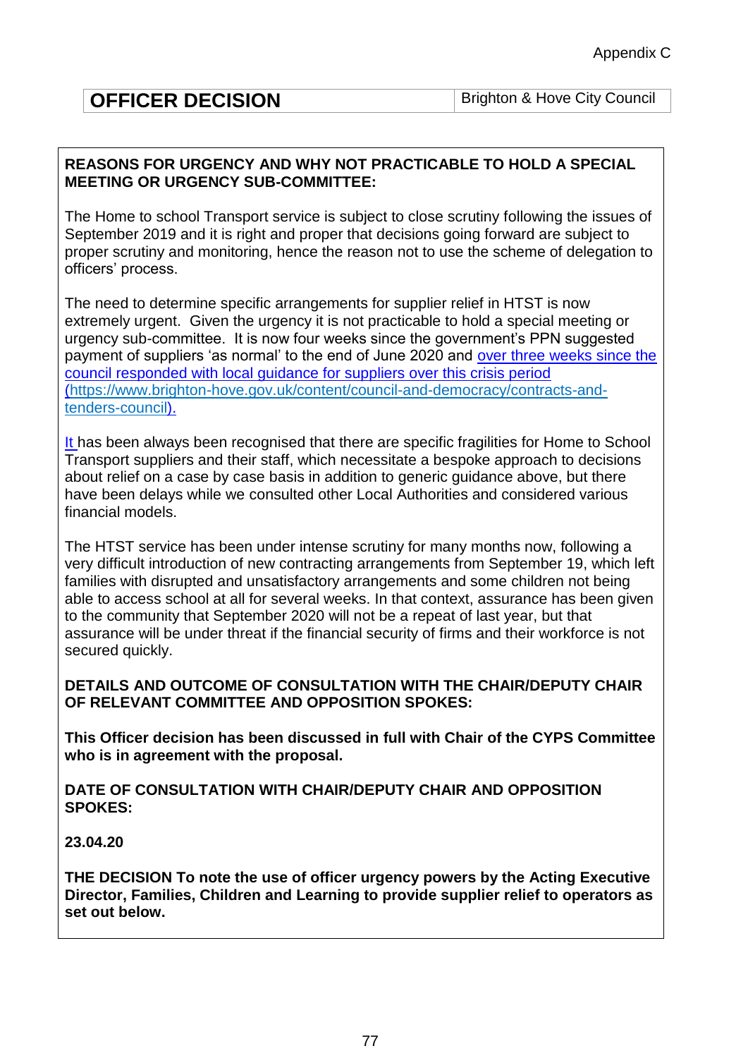Appendix C

| **OFFICER DECISION** | Brighton & Hove City Council |
|---|---|

**REASONS FOR URGENCY AND WHY NOT PRACTICABLE TO HOLD A SPECIAL MEETING OR URGENCY SUB-COMMITTEE:**

The Home to school Transport service is subject to close scrutiny following the issues of September 2019 and it is right and proper that decisions going forward are subject to proper scrutiny and monitoring, hence the reason not to use the scheme of delegation to officers' process.

The need to determine specific arrangements for supplier relief in HTST is now extremely urgent. Given the urgency it is not practicable to hold a special meeting or urgency sub-committee. It is now four weeks since the government's PPN suggested payment of suppliers 'as normal' to the end of June 2020 and over three weeks since the council responded with local guidance for suppliers over this crisis period (https://www.brighton-hove.gov.uk/content/council-and-democracy/contracts-and-tenders-council).

It has been always been recognised that there are specific fragilities for Home to School Transport suppliers and their staff, which necessitate a bespoke approach to decisions about relief on a case by case basis in addition to generic guidance above, but there have been delays while we consulted other Local Authorities and considered various financial models.

The HTST service has been under intense scrutiny for many months now, following a very difficult introduction of new contracting arrangements from September 19, which left families with disrupted and unsatisfactory arrangements and some children not being able to access school at all for several weeks. In that context, assurance has been given to the community that September 2020 will not be a repeat of last year, but that assurance will be under threat if the financial security of firms and their workforce is not secured quickly.

**DETAILS AND OUTCOME OF CONSULTATION WITH THE CHAIR/DEPUTY CHAIR OF RELEVANT COMMITTEE AND OPPOSITION SPOKES:**

**This Officer decision has been discussed in full with Chair of the CYPS Committee who is in agreement with the proposal.**

**DATE OF CONSULTATION WITH CHAIR/DEPUTY CHAIR AND OPPOSITION SPOKES:**

**23.04.20**

**THE DECISION To note the use of officer urgency powers by the Acting Executive Director, Families, Children and Learning to provide supplier relief to operators as set out below.**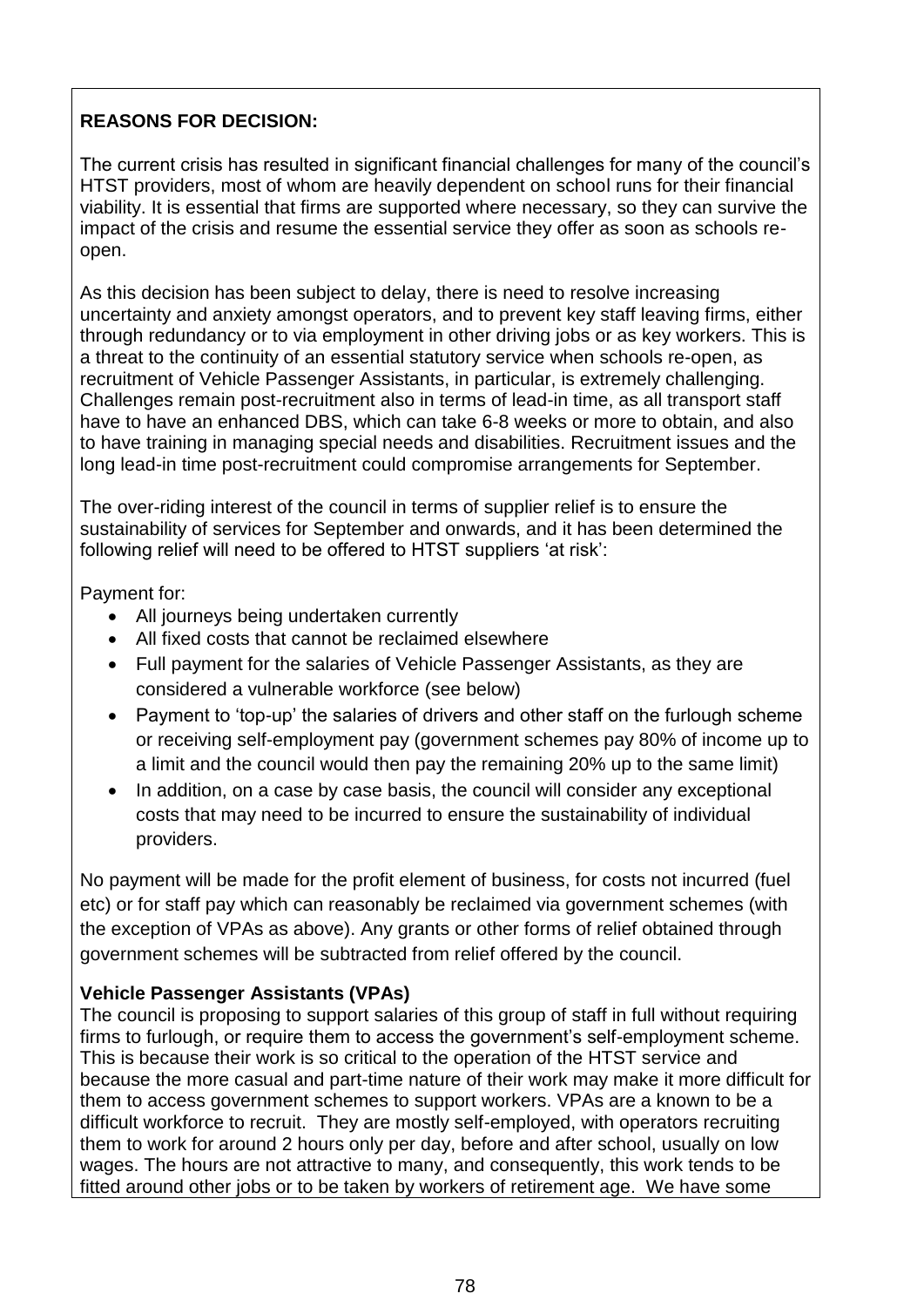**REASONS FOR DECISION:**

The current crisis has resulted in significant financial challenges for many of the council's HTST providers, most of whom are heavily dependent on school runs for their financial viability. It is essential that firms are supported where necessary, so they can survive the impact of the crisis and resume the essential service they offer as soon as schools re-open.

As this decision has been subject to delay, there is need to resolve increasing uncertainty and anxiety amongst operators, and to prevent key staff leaving firms, either through redundancy or to via employment in other driving jobs or as key workers. This is a threat to the continuity of an essential statutory service when schools re-open, as recruitment of Vehicle Passenger Assistants, in particular, is extremely challenging. Challenges remain post-recruitment also in terms of lead-in time, as all transport staff have to have an enhanced DBS, which can take 6-8 weeks or more to obtain, and also to have training in managing special needs and disabilities. Recruitment issues and the long lead-in time post-recruitment could compromise arrangements for September.

The over-riding interest of the council in terms of supplier relief is to ensure the sustainability of services for September and onwards, and it has been determined the following relief will need to be offered to HTST suppliers 'at risk':

Payment for:

- All journeys being undertaken currently
- All fixed costs that cannot be reclaimed elsewhere
- Full payment for the salaries of Vehicle Passenger Assistants, as they are considered a vulnerable workforce (see below)
- Payment to 'top-up' the salaries of drivers and other staff on the furlough scheme or receiving self-employment pay (government schemes pay 80% of income up to a limit and the council would then pay the remaining 20% up to the same limit)
- In addition, on a case by case basis, the council will consider any exceptional costs that may need to be incurred to ensure the sustainability of individual providers.

No payment will be made for the profit element of business, for costs not incurred (fuel etc) or for staff pay which can reasonably be reclaimed via government schemes (with the exception of VPAs as above). Any grants or other forms of relief obtained through government schemes will be subtracted from relief offered by the council.

**Vehicle Passenger Assistants (VPAs)**

The council is proposing to support salaries of this group of staff in full without requiring firms to furlough, or require them to access the government's self-employment scheme. This is because their work is so critical to the operation of the HTST service and because the more casual and part-time nature of their work may make it more difficult for them to access government schemes to support workers. VPAs are a known to be a difficult workforce to recruit. They are mostly self-employed, with operators recruiting them to work for around 2 hours only per day, before and after school, usually on low wages. The hours are not attractive to many, and consequently, this work tends to be fitted around other jobs or to be taken by workers of retirement age. We have some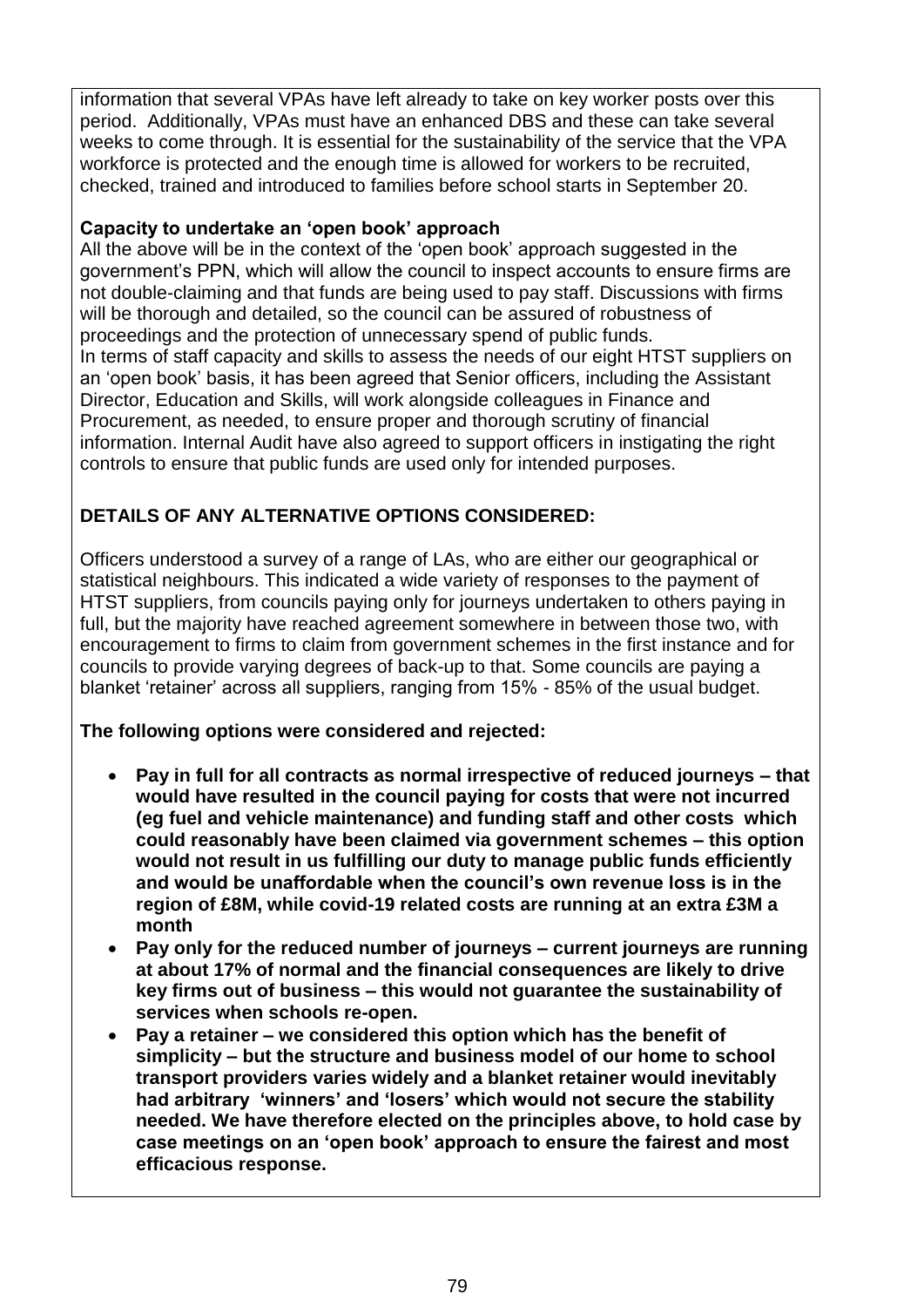information that several VPAs have left already to take on key worker posts over this period. Additionally, VPAs must have an enhanced DBS and these can take several weeks to come through. It is essential for the sustainability of the service that the VPA workforce is protected and the enough time is allowed for workers to be recruited, checked, trained and introduced to families before school starts in September 20.

**Capacity to undertake an 'open book' approach**

All the above will be in the context of the 'open book' approach suggested in the government's PPN, which will allow the council to inspect accounts to ensure firms are not double-claiming and that funds are being used to pay staff. Discussions with firms will be thorough and detailed, so the council can be assured of robustness of proceedings and the protection of unnecessary spend of public funds.

In terms of staff capacity and skills to assess the needs of our eight HTST suppliers on an 'open book' basis, it has been agreed that Senior officers, including the Assistant Director, Education and Skills, will work alongside colleagues in Finance and Procurement, as needed, to ensure proper and thorough scrutiny of financial information. Internal Audit have also agreed to support officers in instigating the right controls to ensure that public funds are used only for intended purposes.

**DETAILS OF ANY ALTERNATIVE OPTIONS CONSIDERED:**

Officers understood a survey of a range of LAs, who are either our geographical or statistical neighbours. This indicated a wide variety of responses to the payment of HTST suppliers, from councils paying only for journeys undertaken to others paying in full, but the majority have reached agreement somewhere in between those two, with encouragement to firms to claim from government schemes in the first instance and for councils to provide varying degrees of back-up to that. Some councils are paying a blanket 'retainer' across all suppliers, ranging from 15% - 85% of the usual budget.

**The following options were considered and rejected:**

- **Pay in full for all contracts as normal irrespective of reduced journeys – that would have resulted in the council paying for costs that were not incurred (eg fuel and vehicle maintenance) and funding staff and other costs which could reasonably have been claimed via government schemes – this option would not result in us fulfilling our duty to manage public funds efficiently and would be unaffordable when the council's own revenue loss is in the region of £8M, while covid-19 related costs are running at an extra £3M a month**
- **Pay only for the reduced number of journeys – current journeys are running at about 17% of normal and the financial consequences are likely to drive key firms out of business – this would not guarantee the sustainability of services when schools re-open.**
- **Pay a retainer – we considered this option which has the benefit of simplicity – but the structure and business model of our home to school transport providers varies widely and a blanket retainer would inevitably had arbitrary 'winners' and 'losers' which would not secure the stability needed. We have therefore elected on the principles above, to hold case by case meetings on an 'open book' approach to ensure the fairest and most efficacious response.**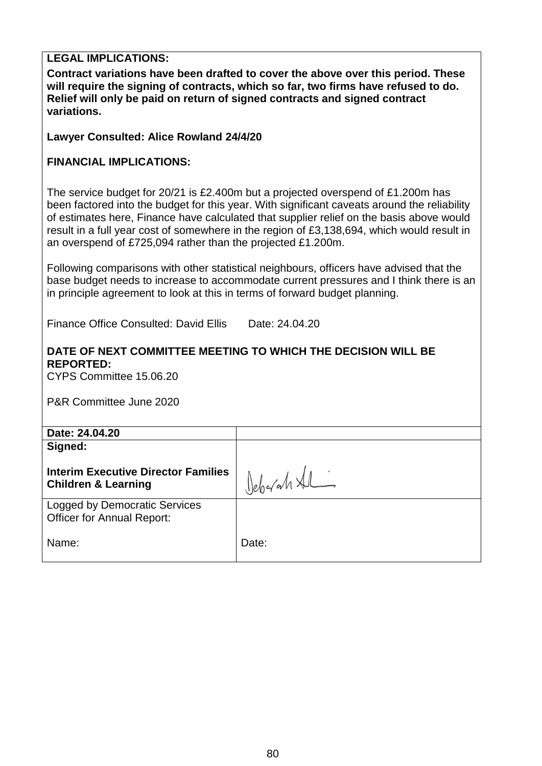**LEGAL IMPLICATIONS:**

**Contract variations have been drafted to cover the above over this period. These will require the signing of contracts, which so far, two firms have refused to do. Relief will only be paid on return of signed contracts and signed contract variations.**

**Lawyer Consulted: Alice Rowland 24/4/20**

**FINANCIAL IMPLICATIONS:**

The service budget for 20/21 is £2.400m but a projected overspend of £1.200m has been factored into the budget for this year. With significant caveats around the reliability of estimates here, Finance have calculated that supplier relief on the basis above would result in a full year cost of somewhere in the region of £3,138,694, which would result in an overspend of £725,094 rather than the projected £1.200m.

Following comparisons with other statistical neighbours, officers have advised that the base budget needs to increase to accommodate current pressures and I think there is an in principle agreement to look at this in terms of forward budget planning.

Finance Office Consulted: David Ellis Date: 24.04.20

**DATE OF NEXT COMMITTEE MEETING TO WHICH THE DECISION WILL BE REPORTED:**

CYPS Committee 15.06.20

P&R Committee June 2020

| | |
|---|---|
| **Date: 24.04.20** | |
| **Signed:**<br><br>**Interim Executive Director Families Children & Learning** | Deborah Ali |
| Logged by Democratic Services Officer for Annual Report:<br><br>Name: | Date: |